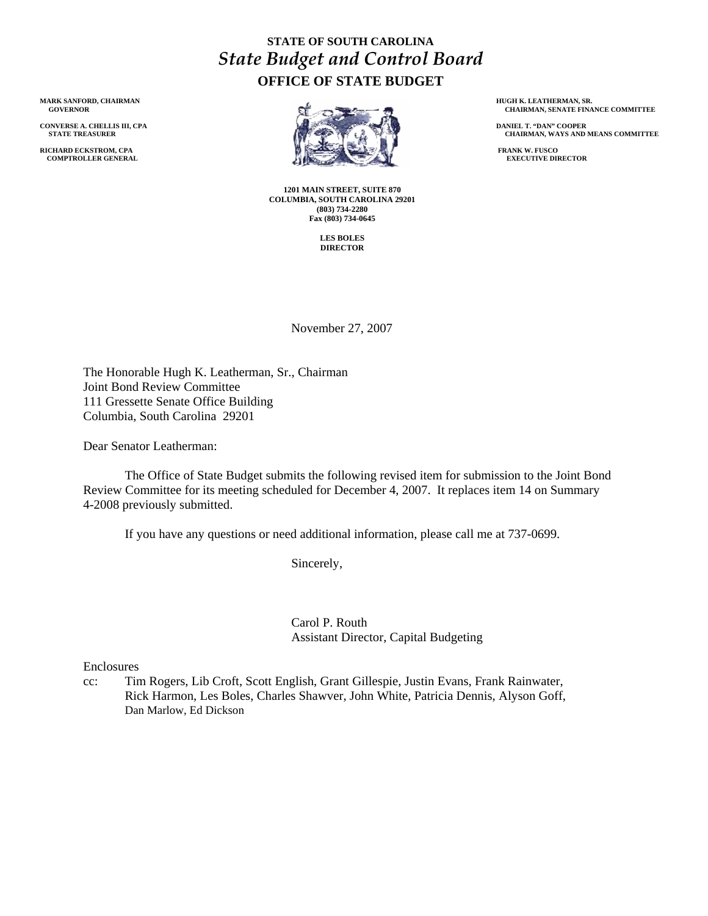**STATE OF SOUTH CAROLINA**

***State Budget and Control Board***

**OFFICE OF STATE BUDGET**

**MARK SANFORD, CHAIRMAN**
**GOVERNOR**

**CONVERSE A. CHELLIS III, CPA**
**STATE TREASURER**

**RICHARD ECKSTROM, CPA**
**COMPTROLLER GENERAL**

**HUGH K. LEATHERMAN, SR.**
**CHAIRMAN, SENATE FINANCE COMMITTEE**

**DANIEL T. "DAN" COOPER**
**CHAIRMAN, WAYS AND MEANS COMMITTEE**

**FRANK W. FUSCO**
**EXECUTIVE DIRECTOR**

**1201 MAIN STREET, SUITE 870**
**COLUMBIA, SOUTH CAROLINA 29201**
**(803) 734-2280**
**Fax (803) 734-0645**

**LES BOLES**
**DIRECTOR**

November 27, 2007

The Honorable Hugh K. Leatherman, Sr., Chairman
Joint Bond Review Committee
111 Gressette Senate Office Building
Columbia, South Carolina 29201

Dear Senator Leatherman:

The Office of State Budget submits the following revised item for submission to the Joint Bond Review Committee for its meeting scheduled for December 4, 2007. It replaces item 14 on Summary 4-2008 previously submitted.

If you have any questions or need additional information, please call me at 737-0699.

Sincerely,

Carol P. Routh
Assistant Director, Capital Budgeting

Enclosures

cc: Tim Rogers, Lib Croft, Scott English, Grant Gillespie, Justin Evans, Frank Rainwater, Rick Harmon, Les Boles, Charles Shawver, John White, Patricia Dennis, Alyson Goff, Dan Marlow, Ed Dickson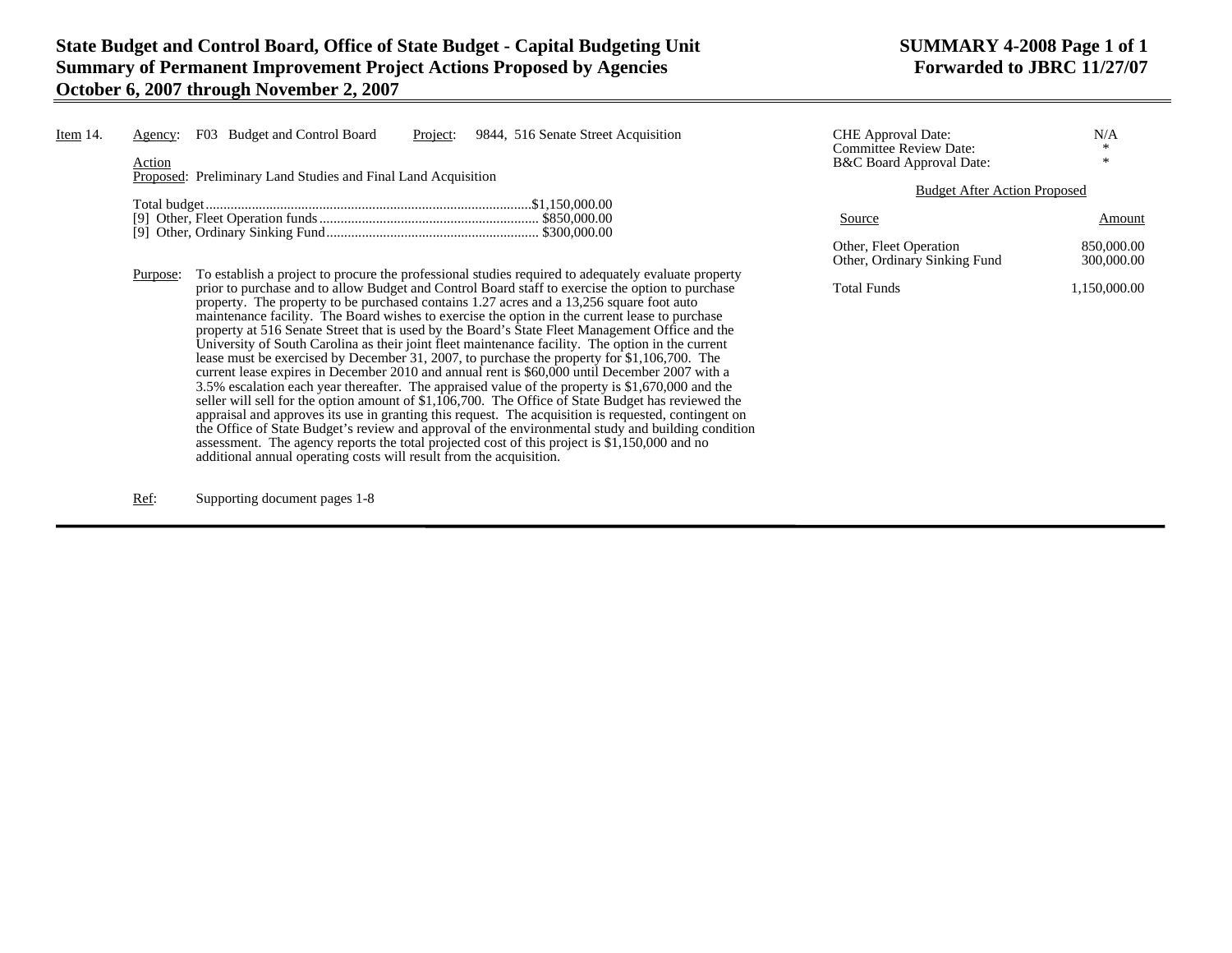# State Budget and Control Board, Office of State Budget - Capital Budgeting Unit
# Summary of Permanent Improvement Project Actions Proposed by Agencies
# October 6, 2007 through November 2, 2007

**SUMMARY 4-2008 Page 1 of 1**
**Forwarded to JBRC 11/27/07**

Item 14. Agency: F03 Budget and Control Board  Project: 9844, 516 Senate Street Acquisition

Action Proposed: Preliminary Land Studies and Final Land Acquisition

| | |
|---|---|
| Total budget | $1,150,000.00 |
| [9] Other, Fleet Operation funds | $850,000.00 |
| [9] Other, Ordinary Sinking Fund | $300,000.00 |

Purpose: To establish a project to procure the professional studies required to adequately evaluate property prior to purchase and to allow Budget and Control Board staff to exercise the option to purchase property. The property to be purchased contains 1.27 acres and a 13,256 square foot auto maintenance facility. The Board wishes to exercise the option in the current lease to purchase property at 516 Senate Street that is used by the Board's State Fleet Management Office and the University of South Carolina as their joint fleet maintenance facility. The option in the current lease must be exercised by December 31, 2007, to purchase the property for $1,106,700. The current lease expires in December 2010 and annual rent is $60,000 until December 2007 with a 3.5% escalation each year thereafter. The appraised value of the property is $1,670,000 and the seller will sell for the option amount of $1,106,700. The Office of State Budget has reviewed the appraisal and approves its use in granting this request. The acquisition is requested, contingent on the Office of State Budget's review and approval of the environmental study and building condition assessment. The agency reports the total projected cost of this project is $1,150,000 and no additional annual operating costs will result from the acquisition.

Ref: Supporting document pages 1-8

| | |
|---|---|
| CHE Approval Date: | N/A |
| Committee Review Date: | * |
| B&C Board Approval Date: | * |

Budget After Action Proposed

| Source | Amount |
|---|---|
| Other, Fleet Operation | 850,000.00 |
| Other, Ordinary Sinking Fund | 300,000.00 |
| Total Funds | 1,150,000.00 |